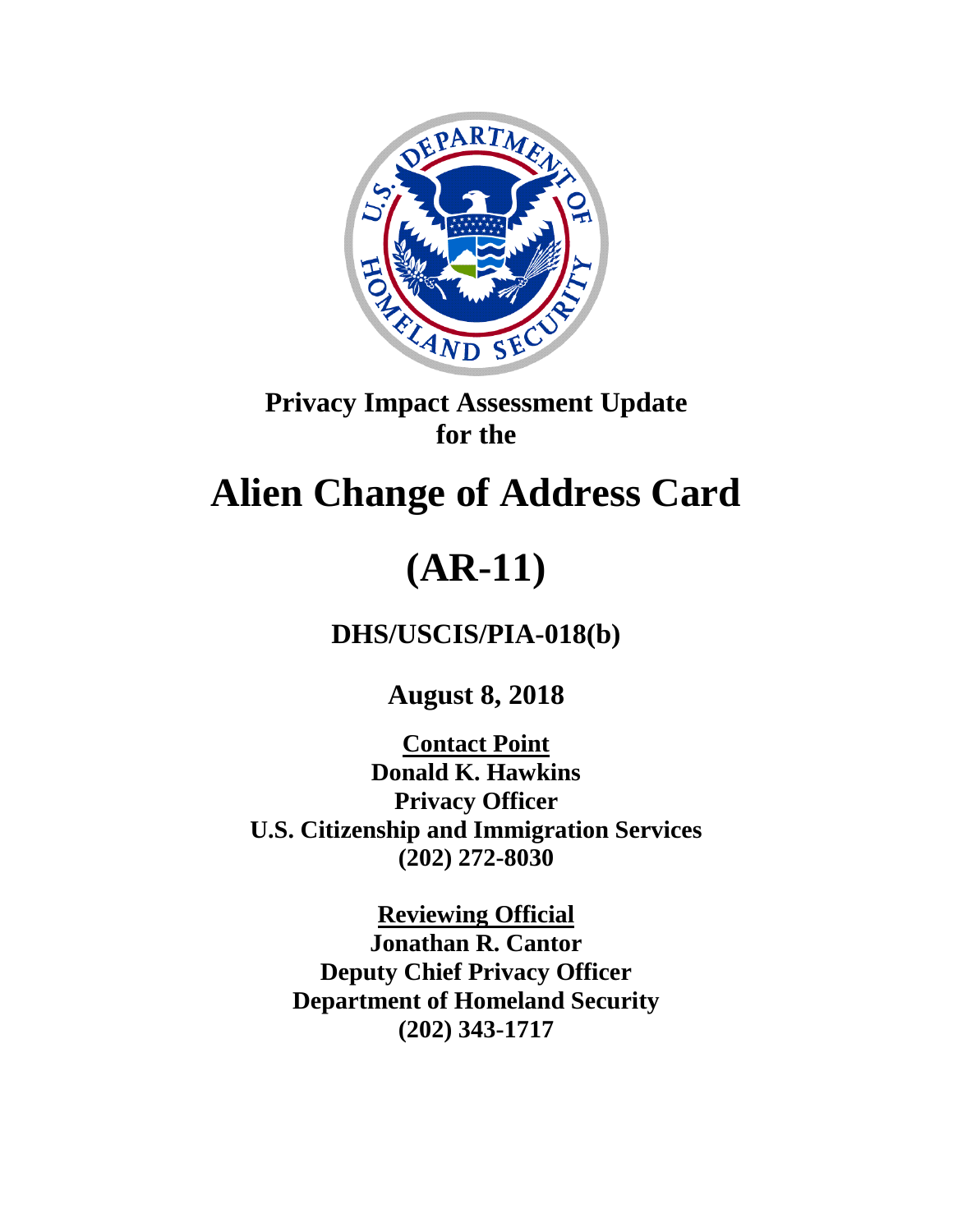**Privacy Impact Assessment Update for the**

# Alien Change of Address Card

# (AR-11)

## DHS/USCIS/PIA-018(b)

**August 8, 2018**

**Contact Point**
**Donald K. Hawkins**
**Privacy Officer**
**U.S. Citizenship and Immigration Services**
**(202) 272-8030**

**Reviewing Official**
**Jonathan R. Cantor**
**Deputy Chief Privacy Officer**
**Department of Homeland Security**
**(202) 343-1717**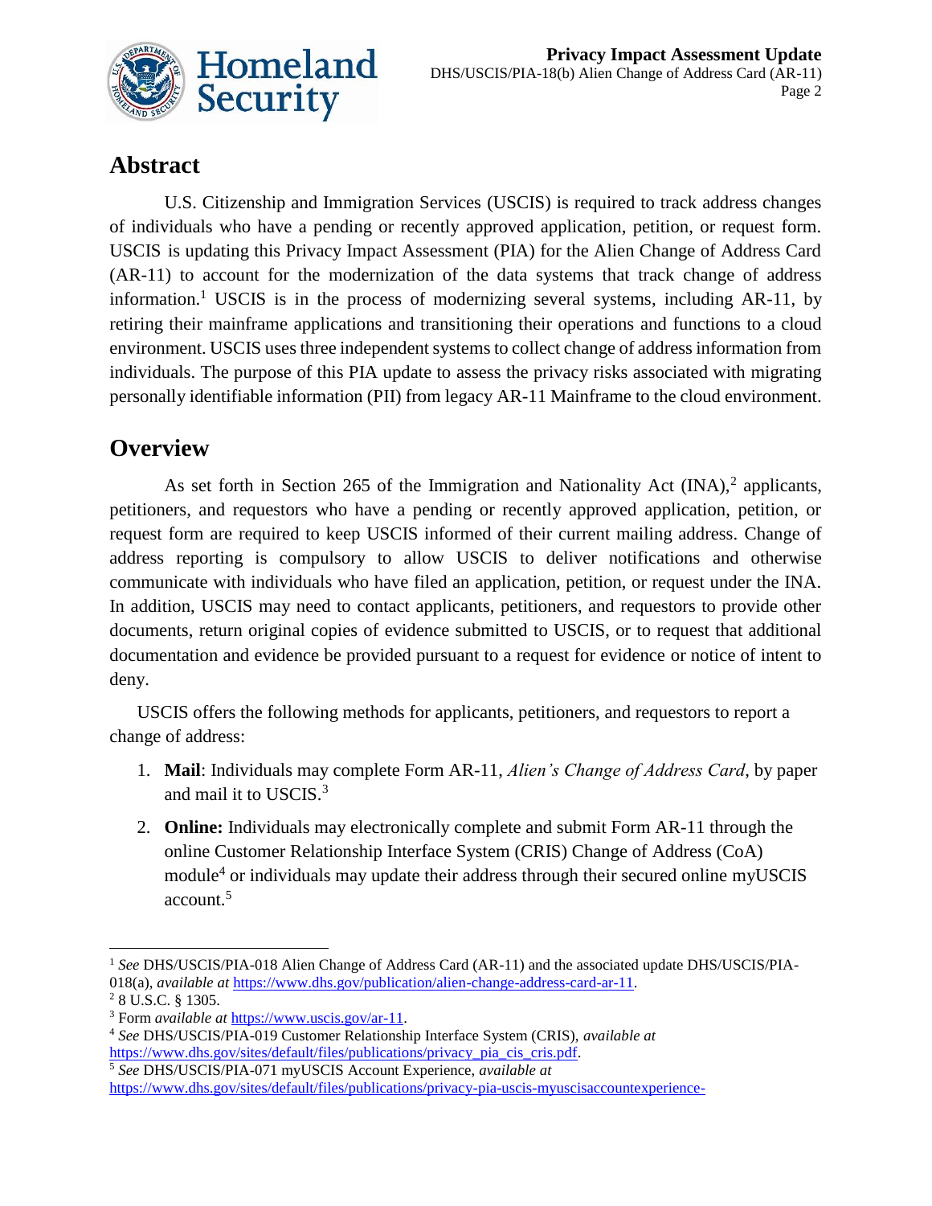## Abstract

U.S. Citizenship and Immigration Services (USCIS) is required to track address changes of individuals who have a pending or recently approved application, petition, or request form. USCIS is updating this Privacy Impact Assessment (PIA) for the Alien Change of Address Card (AR-11) to account for the modernization of the data systems that track change of address information.[1] USCIS is in the process of modernizing several systems, including AR-11, by retiring their mainframe applications and transitioning their operations and functions to a cloud environment. USCIS uses three independent systems to collect change of address information from individuals. The purpose of this PIA update to assess the privacy risks associated with migrating personally identifiable information (PII) from legacy AR-11 Mainframe to the cloud environment.

## Overview

As set forth in Section 265 of the Immigration and Nationality Act (INA),[2] applicants, petitioners, and requestors who have a pending or recently approved application, petition, or request form are required to keep USCIS informed of their current mailing address. Change of address reporting is compulsory to allow USCIS to deliver notifications and otherwise communicate with individuals who have filed an application, petition, or request under the INA. In addition, USCIS may need to contact applicants, petitioners, and requestors to provide other documents, return original copies of evidence submitted to USCIS, or to request that additional documentation and evidence be provided pursuant to a request for evidence or notice of intent to deny.

USCIS offers the following methods for applicants, petitioners, and requestors to report a change of address:

1. **Mail**: Individuals may complete Form AR-11, *Alien's Change of Address Card*, by paper and mail it to USCIS.[3]
2. **Online:** Individuals may electronically complete and submit Form AR-11 through the online Customer Relationship Interface System (CRIS) Change of Address (CoA) module[4] or individuals may update their address through their secured online myUSCIS account.[5]

---

[1] *See* DHS/USCIS/PIA-018 Alien Change of Address Card (AR-11) and the associated update DHS/USCIS/PIA-018(a), *available at* https://www.dhs.gov/publication/alien-change-address-card-ar-11.

[2] 8 U.S.C. § 1305.

[3] Form *available at* https://www.uscis.gov/ar-11.

[4] *See* DHS/USCIS/PIA-019 Customer Relationship Interface System (CRIS), *available at* https://www.dhs.gov/sites/default/files/publications/privacy_pia_cis_cris.pdf.

[5] *See* DHS/USCIS/PIA-071 myUSCIS Account Experience, *available at* https://www.dhs.gov/sites/default/files/publications/privacy-pia-uscis-myuscisaccountexperience-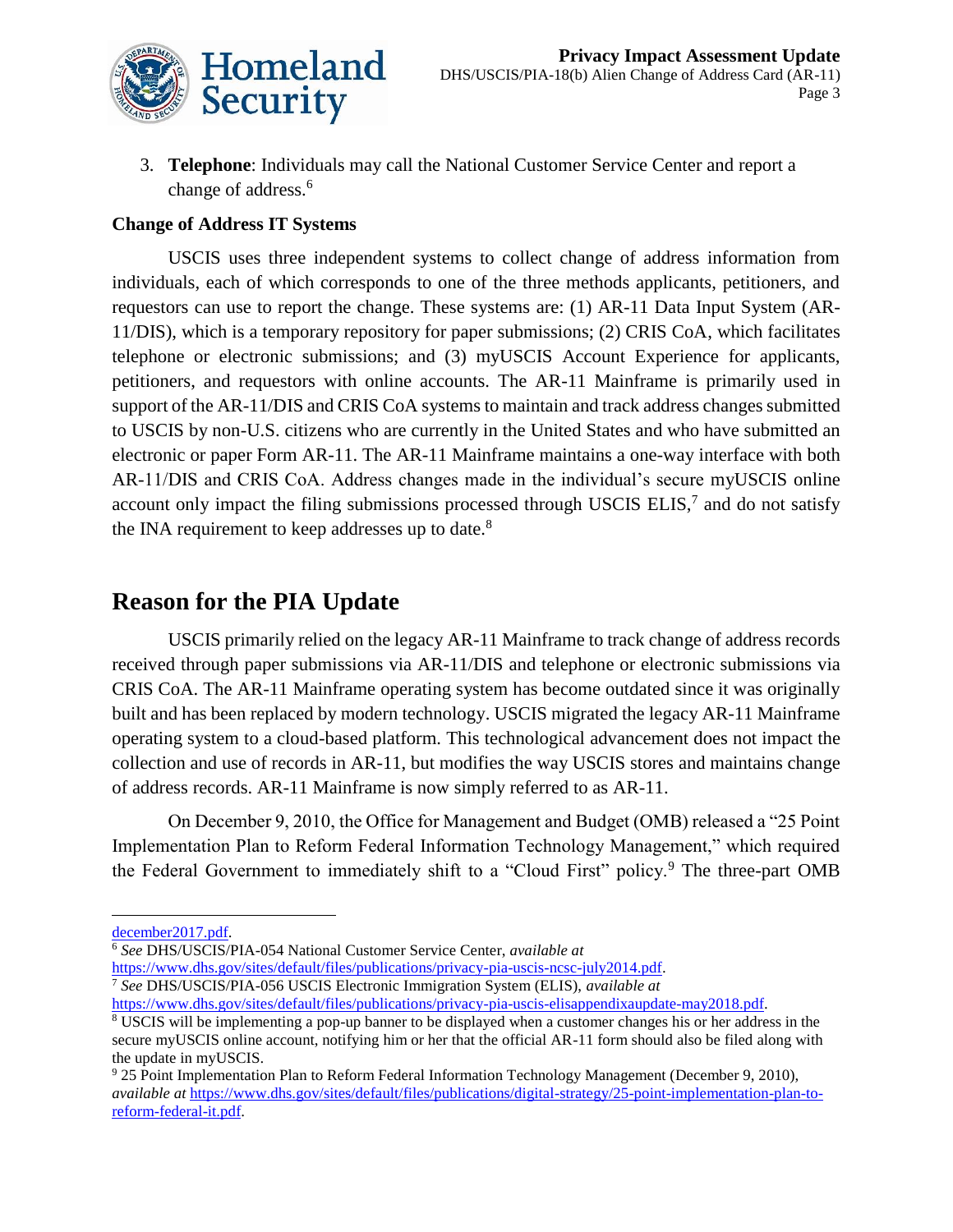3. **Telephone**: Individuals may call the National Customer Service Center and report a change of address.[6]

**Change of Address IT Systems**

USCIS uses three independent systems to collect change of address information from individuals, each of which corresponds to one of the three methods applicants, petitioners, and requestors can use to report the change. These systems are: (1) AR-11 Data Input System (AR-11/DIS), which is a temporary repository for paper submissions; (2) CRIS CoA, which facilitates telephone or electronic submissions; and (3) myUSCIS Account Experience for applicants, petitioners, and requestors with online accounts. The AR-11 Mainframe is primarily used in support of the AR-11/DIS and CRIS CoA systems to maintain and track address changes submitted to USCIS by non-U.S. citizens who are currently in the United States and who have submitted an electronic or paper Form AR-11. The AR-11 Mainframe maintains a one-way interface with both AR-11/DIS and CRIS CoA. Address changes made in the individual's secure myUSCIS online account only impact the filing submissions processed through USCIS ELIS,[7] and do not satisfy the INA requirement to keep addresses up to date.[8]

## Reason for the PIA Update

USCIS primarily relied on the legacy AR-11 Mainframe to track change of address records received through paper submissions via AR-11/DIS and telephone or electronic submissions via CRIS CoA. The AR-11 Mainframe operating system has become outdated since it was originally built and has been replaced by modern technology. USCIS migrated the legacy AR-11 Mainframe operating system to a cloud-based platform. This technological advancement does not impact the collection and use of records in AR-11, but modifies the way USCIS stores and maintains change of address records. AR-11 Mainframe is now simply referred to as AR-11.

On December 9, 2010, the Office for Management and Budget (OMB) released a "25 Point Implementation Plan to Reform Federal Information Technology Management," which required the Federal Government to immediately shift to a "Cloud First" policy.[9] The three-part OMB

---

december2017.pdf.

[6] *See* DHS/USCIS/PIA-054 National Customer Service Center, *available at* https://www.dhs.gov/sites/default/files/publications/privacy-pia-uscis-ncsc-july2014.pdf.

[7] *See* DHS/USCIS/PIA-056 USCIS Electronic Immigration System (ELIS), *available at* https://www.dhs.gov/sites/default/files/publications/privacy-pia-uscis-elisappendixaupdate-may2018.pdf.

[8] USCIS will be implementing a pop-up banner to be displayed when a customer changes his or her address in the secure myUSCIS online account, notifying him or her that the official AR-11 form should also be filed along with the update in myUSCIS.

[9] 25 Point Implementation Plan to Reform Federal Information Technology Management (December 9, 2010), *available at* https://www.dhs.gov/sites/default/files/publications/digital-strategy/25-point-implementation-plan-to-reform-federal-it.pdf.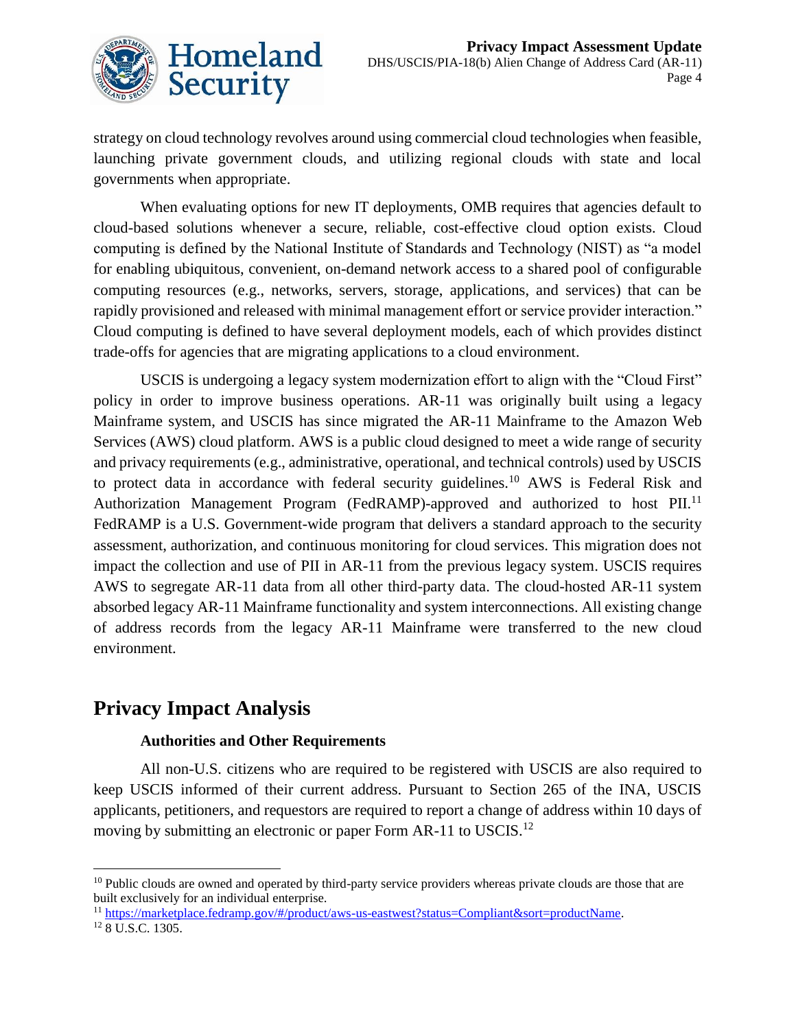strategy on cloud technology revolves around using commercial cloud technologies when feasible, launching private government clouds, and utilizing regional clouds with state and local governments when appropriate.

When evaluating options for new IT deployments, OMB requires that agencies default to cloud-based solutions whenever a secure, reliable, cost-effective cloud option exists. Cloud computing is defined by the National Institute of Standards and Technology (NIST) as "a model for enabling ubiquitous, convenient, on-demand network access to a shared pool of configurable computing resources (e.g., networks, servers, storage, applications, and services) that can be rapidly provisioned and released with minimal management effort or service provider interaction." Cloud computing is defined to have several deployment models, each of which provides distinct trade-offs for agencies that are migrating applications to a cloud environment.

USCIS is undergoing a legacy system modernization effort to align with the "Cloud First" policy in order to improve business operations. AR-11 was originally built using a legacy Mainframe system, and USCIS has since migrated the AR-11 Mainframe to the Amazon Web Services (AWS) cloud platform. AWS is a public cloud designed to meet a wide range of security and privacy requirements (e.g., administrative, operational, and technical controls) used by USCIS to protect data in accordance with federal security guidelines.[10] AWS is Federal Risk and Authorization Management Program (FedRAMP)-approved and authorized to host PII.[11] FedRAMP is a U.S. Government-wide program that delivers a standard approach to the security assessment, authorization, and continuous monitoring for cloud services. This migration does not impact the collection and use of PII in AR-11 from the previous legacy system. USCIS requires AWS to segregate AR-11 data from all other third-party data. The cloud-hosted AR-11 system absorbed legacy AR-11 Mainframe functionality and system interconnections. All existing change of address records from the legacy AR-11 Mainframe were transferred to the new cloud environment.

## Privacy Impact Analysis

### Authorities and Other Requirements

All non-U.S. citizens who are required to be registered with USCIS are also required to keep USCIS informed of their current address. Pursuant to Section 265 of the INA, USCIS applicants, petitioners, and requestors are required to report a change of address within 10 days of moving by submitting an electronic or paper Form AR-11 to USCIS.[12]

---

[10] Public clouds are owned and operated by third-party service providers whereas private clouds are those that are built exclusively for an individual enterprise.

[11] https://marketplace.fedramp.gov/#/product/aws-us-eastwest?status=Compliant&sort=productName.

[12] 8 U.S.C. 1305.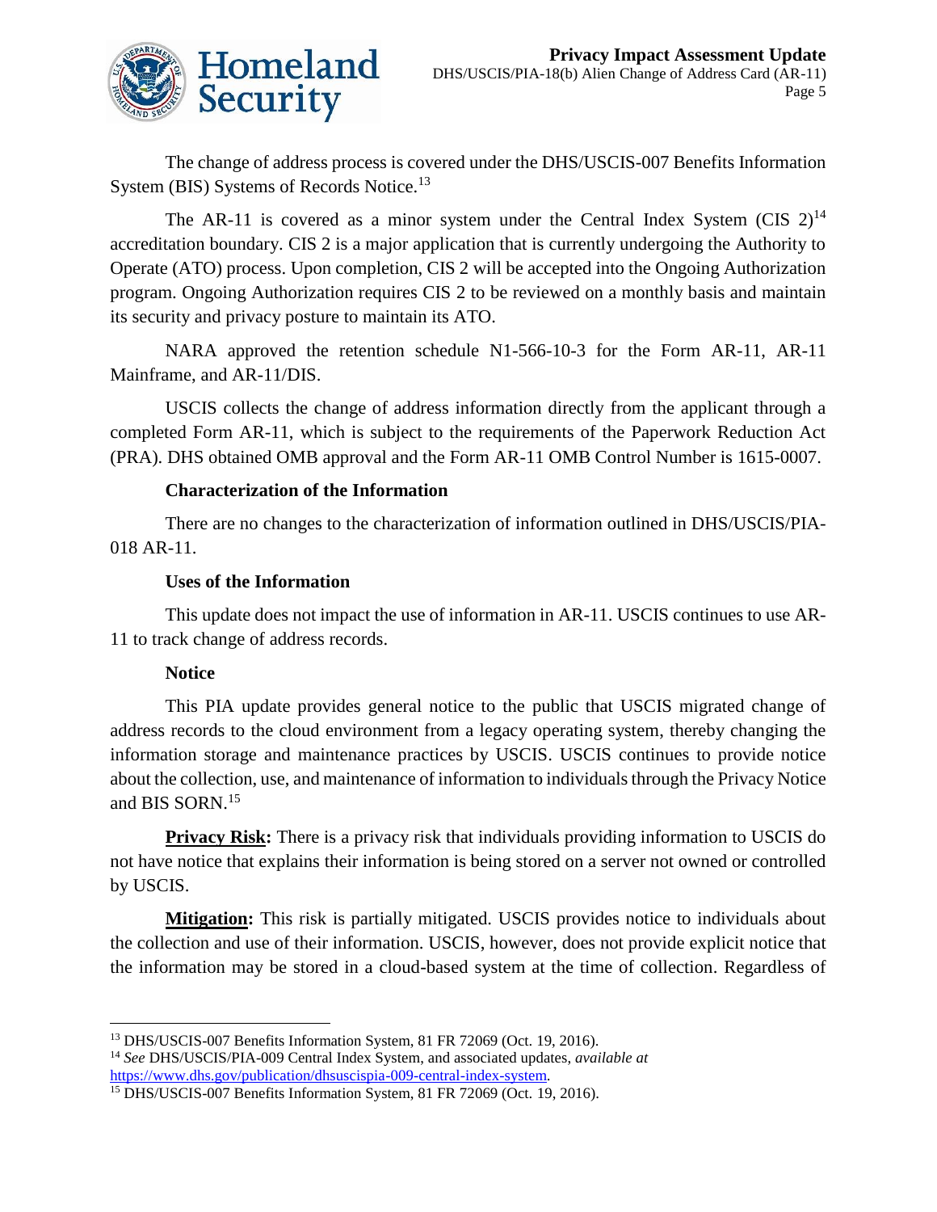The change of address process is covered under the DHS/USCIS-007 Benefits Information System (BIS) Systems of Records Notice.[13]

The AR-11 is covered as a minor system under the Central Index System (CIS 2)[14] accreditation boundary. CIS 2 is a major application that is currently undergoing the Authority to Operate (ATO) process. Upon completion, CIS 2 will be accepted into the Ongoing Authorization program. Ongoing Authorization requires CIS 2 to be reviewed on a monthly basis and maintain its security and privacy posture to maintain its ATO.

NARA approved the retention schedule N1-566-10-3 for the Form AR-11, AR-11 Mainframe, and AR-11/DIS.

USCIS collects the change of address information directly from the applicant through a completed Form AR-11, which is subject to the requirements of the Paperwork Reduction Act (PRA). DHS obtained OMB approval and the Form AR-11 OMB Control Number is 1615-0007.

### Characterization of the Information

There are no changes to the characterization of information outlined in DHS/USCIS/PIA-018 AR-11.

### Uses of the Information

This update does not impact the use of information in AR-11. USCIS continues to use AR-11 to track change of address records.

### Notice

This PIA update provides general notice to the public that USCIS migrated change of address records to the cloud environment from a legacy operating system, thereby changing the information storage and maintenance practices by USCIS. USCIS continues to provide notice about the collection, use, and maintenance of information to individuals through the Privacy Notice and BIS SORN.[15]

**Privacy Risk:** There is a privacy risk that individuals providing information to USCIS do not have notice that explains their information is being stored on a server not owned or controlled by USCIS.

**Mitigation:** This risk is partially mitigated. USCIS provides notice to individuals about the collection and use of their information. USCIS, however, does not provide explicit notice that the information may be stored in a cloud-based system at the time of collection. Regardless of

---

[13] DHS/USCIS-007 Benefits Information System, 81 FR 72069 (Oct. 19, 2016).

[14] *See* DHS/USCIS/PIA-009 Central Index System, and associated updates, *available at* https://www.dhs.gov/publication/dhsuscispia-009-central-index-system.

[15] DHS/USCIS-007 Benefits Information System, 81 FR 72069 (Oct. 19, 2016).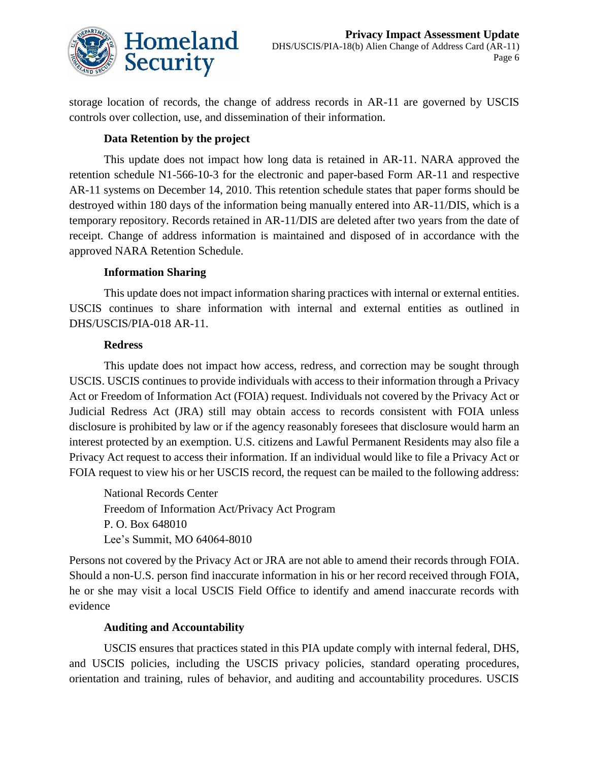storage location of records, the change of address records in AR-11 are governed by USCIS controls over collection, use, and dissemination of their information.

### Data Retention by the project

This update does not impact how long data is retained in AR-11. NARA approved the retention schedule N1-566-10-3 for the electronic and paper-based Form AR-11 and respective AR-11 systems on December 14, 2010. This retention schedule states that paper forms should be destroyed within 180 days of the information being manually entered into AR-11/DIS, which is a temporary repository. Records retained in AR-11/DIS are deleted after two years from the date of receipt. Change of address information is maintained and disposed of in accordance with the approved NARA Retention Schedule.

### Information Sharing

This update does not impact information sharing practices with internal or external entities. USCIS continues to share information with internal and external entities as outlined in DHS/USCIS/PIA-018 AR-11.

### Redress

This update does not impact how access, redress, and correction may be sought through USCIS. USCIS continues to provide individuals with access to their information through a Privacy Act or Freedom of Information Act (FOIA) request. Individuals not covered by the Privacy Act or Judicial Redress Act (JRA) still may obtain access to records consistent with FOIA unless disclosure is prohibited by law or if the agency reasonably foresees that disclosure would harm an interest protected by an exemption. U.S. citizens and Lawful Permanent Residents may also file a Privacy Act request to access their information. If an individual would like to file a Privacy Act or FOIA request to view his or her USCIS record, the request can be mailed to the following address:

National Records Center
Freedom of Information Act/Privacy Act Program
P. O. Box 648010
Lee's Summit, MO 64064-8010

Persons not covered by the Privacy Act or JRA are not able to amend their records through FOIA. Should a non-U.S. person find inaccurate information in his or her record received through FOIA, he or she may visit a local USCIS Field Office to identify and amend inaccurate records with evidence

### Auditing and Accountability

USCIS ensures that practices stated in this PIA update comply with internal federal, DHS, and USCIS policies, including the USCIS privacy policies, standard operating procedures, orientation and training, rules of behavior, and auditing and accountability procedures. USCIS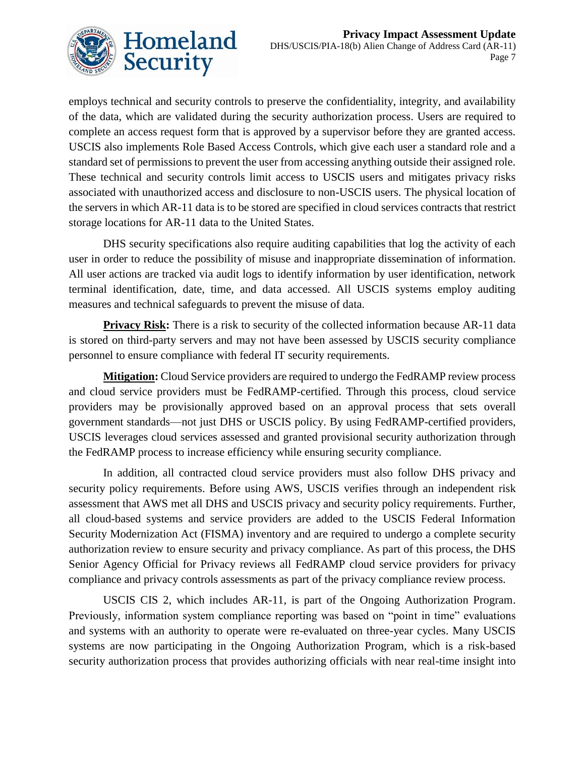employs technical and security controls to preserve the confidentiality, integrity, and availability of the data, which are validated during the security authorization process. Users are required to complete an access request form that is approved by a supervisor before they are granted access. USCIS also implements Role Based Access Controls, which give each user a standard role and a standard set of permissions to prevent the user from accessing anything outside their assigned role. These technical and security controls limit access to USCIS users and mitigates privacy risks associated with unauthorized access and disclosure to non-USCIS users. The physical location of the servers in which AR-11 data is to be stored are specified in cloud services contracts that restrict storage locations for AR-11 data to the United States.

DHS security specifications also require auditing capabilities that log the activity of each user in order to reduce the possibility of misuse and inappropriate dissemination of information. All user actions are tracked via audit logs to identify information by user identification, network terminal identification, date, time, and data accessed. All USCIS systems employ auditing measures and technical safeguards to prevent the misuse of data.

**Privacy Risk:** There is a risk to security of the collected information because AR-11 data is stored on third-party servers and may not have been assessed by USCIS security compliance personnel to ensure compliance with federal IT security requirements.

**Mitigation:** Cloud Service providers are required to undergo the FedRAMP review process and cloud service providers must be FedRAMP-certified. Through this process, cloud service providers may be provisionally approved based on an approval process that sets overall government standards—not just DHS or USCIS policy. By using FedRAMP-certified providers, USCIS leverages cloud services assessed and granted provisional security authorization through the FedRAMP process to increase efficiency while ensuring security compliance.

In addition, all contracted cloud service providers must also follow DHS privacy and security policy requirements. Before using AWS, USCIS verifies through an independent risk assessment that AWS met all DHS and USCIS privacy and security policy requirements. Further, all cloud-based systems and service providers are added to the USCIS Federal Information Security Modernization Act (FISMA) inventory and are required to undergo a complete security authorization review to ensure security and privacy compliance. As part of this process, the DHS Senior Agency Official for Privacy reviews all FedRAMP cloud service providers for privacy compliance and privacy controls assessments as part of the privacy compliance review process.

USCIS CIS 2, which includes AR-11, is part of the Ongoing Authorization Program. Previously, information system compliance reporting was based on "point in time" evaluations and systems with an authority to operate were re-evaluated on three-year cycles. Many USCIS systems are now participating in the Ongoing Authorization Program, which is a risk-based security authorization process that provides authorizing officials with near real-time insight into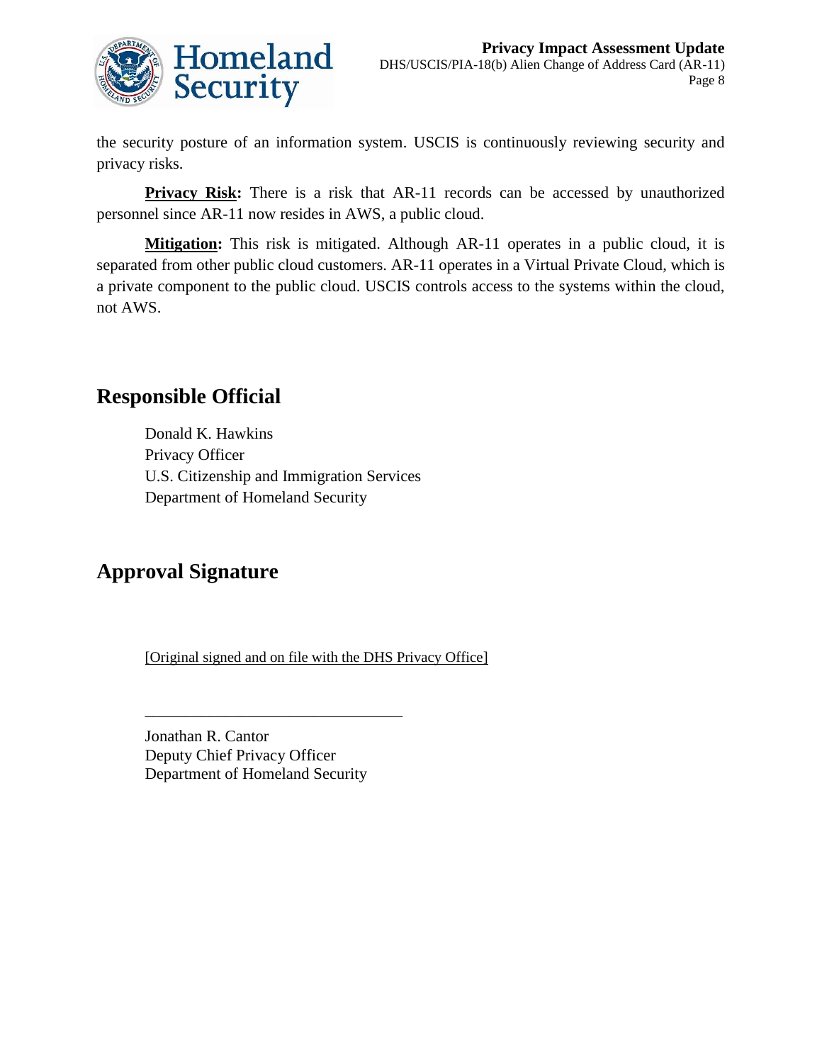the security posture of an information system. USCIS is continuously reviewing security and privacy risks.

**Privacy Risk:** There is a risk that AR-11 records can be accessed by unauthorized personnel since AR-11 now resides in AWS, a public cloud.

**Mitigation:** This risk is mitigated. Although AR-11 operates in a public cloud, it is separated from other public cloud customers. AR-11 operates in a Virtual Private Cloud, which is a private component to the public cloud. USCIS controls access to the systems within the cloud, not AWS.

## Responsible Official

Donald K. Hawkins
Privacy Officer
U.S. Citizenship and Immigration Services
Department of Homeland Security

## Approval Signature

[Original signed and on file with the DHS Privacy Office]

________________________________

Jonathan R. Cantor
Deputy Chief Privacy Officer
Department of Homeland Security